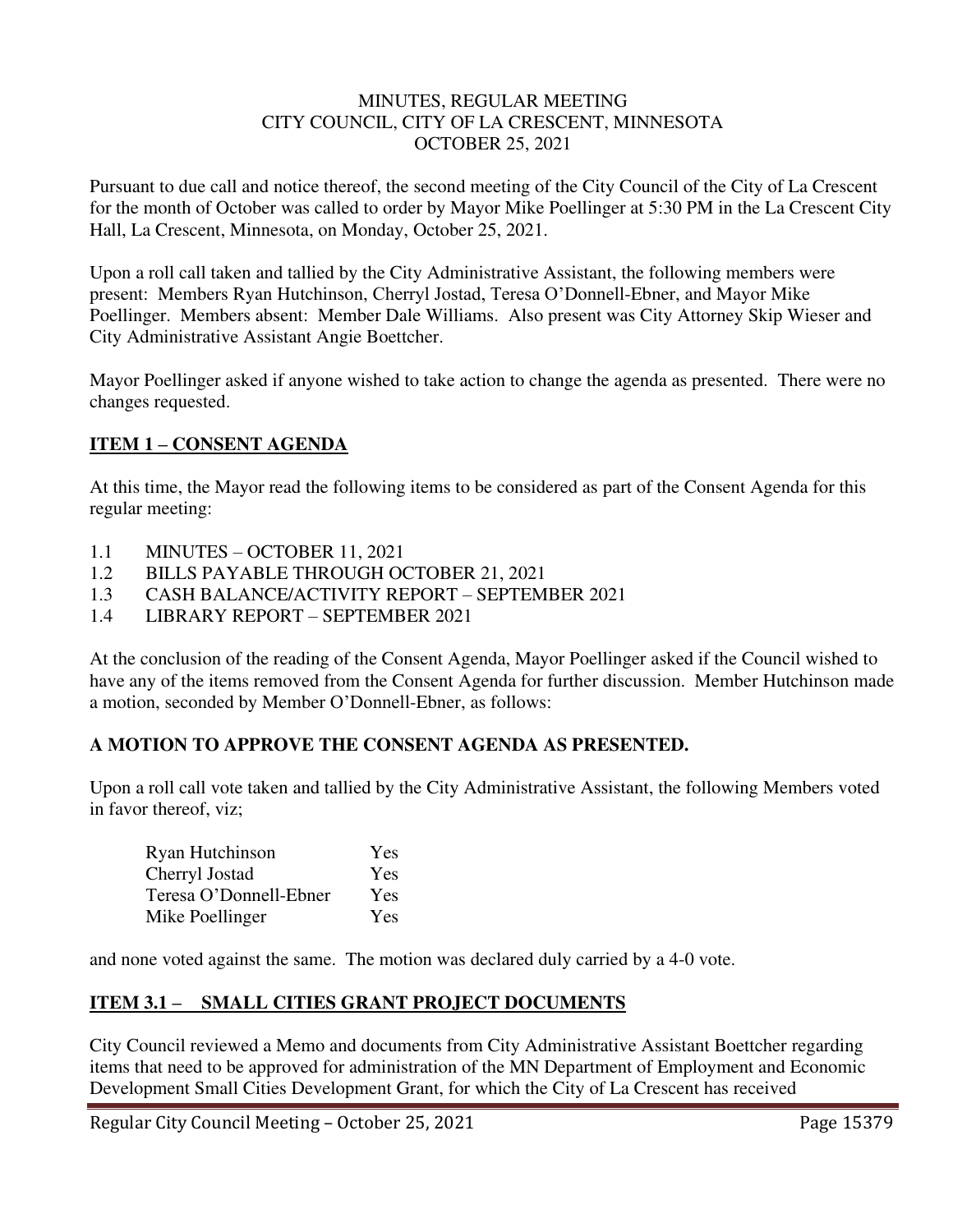MINUTES, REGULAR MEETING
CITY COUNCIL, CITY OF LA CRESCENT, MINNESOTA
OCTOBER 25, 2021

Pursuant to due call and notice thereof, the second meeting of the City Council of the City of La Crescent for the month of October was called to order by Mayor Mike Poellinger at 5:30 PM in the La Crescent City Hall, La Crescent, Minnesota, on Monday, October 25, 2021.

Upon a roll call taken and tallied by the City Administrative Assistant, the following members were present: Members Ryan Hutchinson, Cherryl Jostad, Teresa O'Donnell-Ebner, and Mayor Mike Poellinger. Members absent: Member Dale Williams. Also present was City Attorney Skip Wieser and City Administrative Assistant Angie Boettcher.

Mayor Poellinger asked if anyone wished to take action to change the agenda as presented. There were no changes requested.

## ITEM 1 – CONSENT AGENDA

At this time, the Mayor read the following items to be considered as part of the Consent Agenda for this regular meeting:

1.1 MINUTES – OCTOBER 11, 2021
1.2 BILLS PAYABLE THROUGH OCTOBER 21, 2021
1.3 CASH BALANCE/ACTIVITY REPORT – SEPTEMBER 2021
1.4 LIBRARY REPORT – SEPTEMBER 2021

At the conclusion of the reading of the Consent Agenda, Mayor Poellinger asked if the Council wished to have any of the items removed from the Consent Agenda for further discussion. Member Hutchinson made a motion, seconded by Member O'Donnell-Ebner, as follows:

**A MOTION TO APPROVE THE CONSENT AGENDA AS PRESENTED.**

Upon a roll call vote taken and tallied by the City Administrative Assistant, the following Members voted in favor thereof, viz;

| | |
|---|---|
| Ryan Hutchinson | Yes |
| Cherryl Jostad | Yes |
| Teresa O'Donnell-Ebner | Yes |
| Mike Poellinger | Yes |

and none voted against the same. The motion was declared duly carried by a 4-0 vote.

## ITEM 3.1 – SMALL CITIES GRANT PROJECT DOCUMENTS

City Council reviewed a Memo and documents from City Administrative Assistant Boettcher regarding items that need to be approved for administration of the MN Department of Employment and Economic Development Small Cities Development Grant, for which the City of La Crescent has received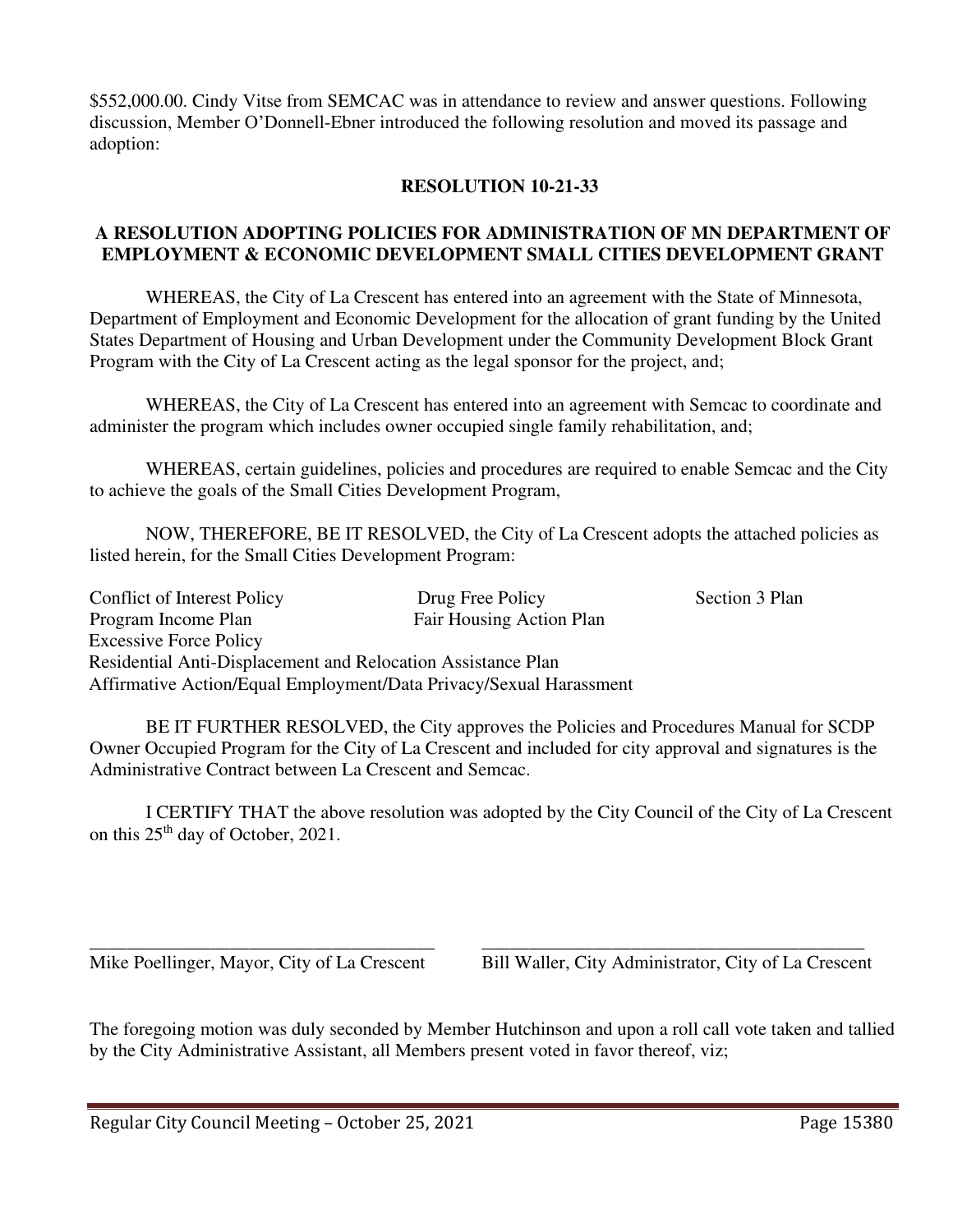$552,000.00. Cindy Vitse from SEMCAC was in attendance to review and answer questions. Following discussion, Member O'Donnell-Ebner introduced the following resolution and moved its passage and adoption:

**RESOLUTION 10-21-33**

**A RESOLUTION ADOPTING POLICIES FOR ADMINISTRATION OF MN DEPARTMENT OF EMPLOYMENT & ECONOMIC DEVELOPMENT SMALL CITIES DEVELOPMENT GRANT**

WHEREAS, the City of La Crescent has entered into an agreement with the State of Minnesota, Department of Employment and Economic Development for the allocation of grant funding by the United States Department of Housing and Urban Development under the Community Development Block Grant Program with the City of La Crescent acting as the legal sponsor for the project, and;

WHEREAS, the City of La Crescent has entered into an agreement with Semcac to coordinate and administer the program which includes owner occupied single family rehabilitation, and;

WHEREAS, certain guidelines, policies and procedures are required to enable Semcac and the City to achieve the goals of the Small Cities Development Program,

NOW, THEREFORE, BE IT RESOLVED, the City of La Crescent adopts the attached policies as listed herein, for the Small Cities Development Program:

Conflict of Interest Policy | Drug Free Policy | Section 3 Plan
Program Income Plan | Fair Housing Action Plan
Excessive Force Policy
Residential Anti-Displacement and Relocation Assistance Plan
Affirmative Action/Equal Employment/Data Privacy/Sexual Harassment

BE IT FURTHER RESOLVED, the City approves the Policies and Procedures Manual for SCDP Owner Occupied Program for the City of La Crescent and included for city approval and signatures is the Administrative Contract between La Crescent and Semcac.

I CERTIFY THAT the above resolution was adopted by the City Council of the City of La Crescent on this 25th day of October, 2021.

\_\_\_\_\_\_\_\_\_\_\_\_\_\_\_\_\_\_\_\_\_\_\_\_\_\_\_\_\_\_\_\_\_\_\_\_\_\_
Mike Poellinger, Mayor, City of La Crescent

\_\_\_\_\_\_\_\_\_\_\_\_\_\_\_\_\_\_\_\_\_\_\_\_\_\_\_\_\_\_\_\_\_\_\_\_\_\_
Bill Waller, City Administrator, City of La Crescent

The foregoing motion was duly seconded by Member Hutchinson and upon a roll call vote taken and tallied by the City Administrative Assistant, all Members present voted in favor thereof, viz;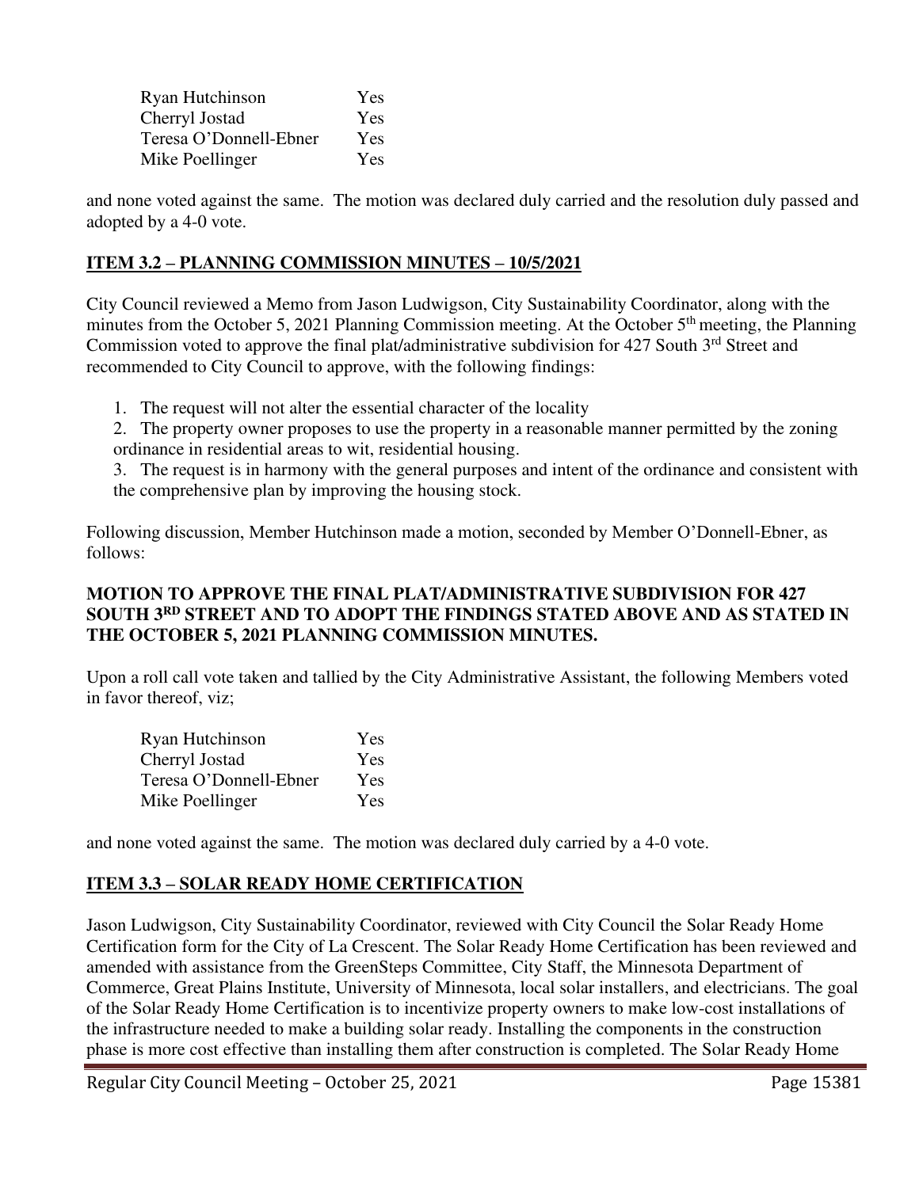| | |
|---|---|
| Ryan Hutchinson | Yes |
| Cherryl Jostad | Yes |
| Teresa O'Donnell-Ebner | Yes |
| Mike Poellinger | Yes |

and none voted against the same. The motion was declared duly carried and the resolution duly passed and adopted by a 4-0 vote.

## ITEM 3.2 – PLANNING COMMISSION MINUTES – 10/5/2021

City Council reviewed a Memo from Jason Ludwigson, City Sustainability Coordinator, along with the minutes from the October 5, 2021 Planning Commission meeting. At the October 5th meeting, the Planning Commission voted to approve the final plat/administrative subdivision for 427 South 3rd Street and recommended to City Council to approve, with the following findings:

1. The request will not alter the essential character of the locality
2. The property owner proposes to use the property in a reasonable manner permitted by the zoning ordinance in residential areas to wit, residential housing.
3. The request is in harmony with the general purposes and intent of the ordinance and consistent with the comprehensive plan by improving the housing stock.

Following discussion, Member Hutchinson made a motion, seconded by Member O'Donnell-Ebner, as follows:

**MOTION TO APPROVE THE FINAL PLAT/ADMINISTRATIVE SUBDIVISION FOR 427 SOUTH 3RD STREET AND TO ADOPT THE FINDINGS STATED ABOVE AND AS STATED IN THE OCTOBER 5, 2021 PLANNING COMMISSION MINUTES.**

Upon a roll call vote taken and tallied by the City Administrative Assistant, the following Members voted in favor thereof, viz;

| | |
|---|---|
| Ryan Hutchinson | Yes |
| Cherryl Jostad | Yes |
| Teresa O'Donnell-Ebner | Yes |
| Mike Poellinger | Yes |

and none voted against the same. The motion was declared duly carried by a 4-0 vote.

## ITEM 3.3 – SOLAR READY HOME CERTIFICATION

Jason Ludwigson, City Sustainability Coordinator, reviewed with City Council the Solar Ready Home Certification form for the City of La Crescent. The Solar Ready Home Certification has been reviewed and amended with assistance from the GreenSteps Committee, City Staff, the Minnesota Department of Commerce, Great Plains Institute, University of Minnesota, local solar installers, and electricians. The goal of the Solar Ready Home Certification is to incentivize property owners to make low-cost installations of the infrastructure needed to make a building solar ready. Installing the components in the construction phase is more cost effective than installing them after construction is completed. The Solar Ready Home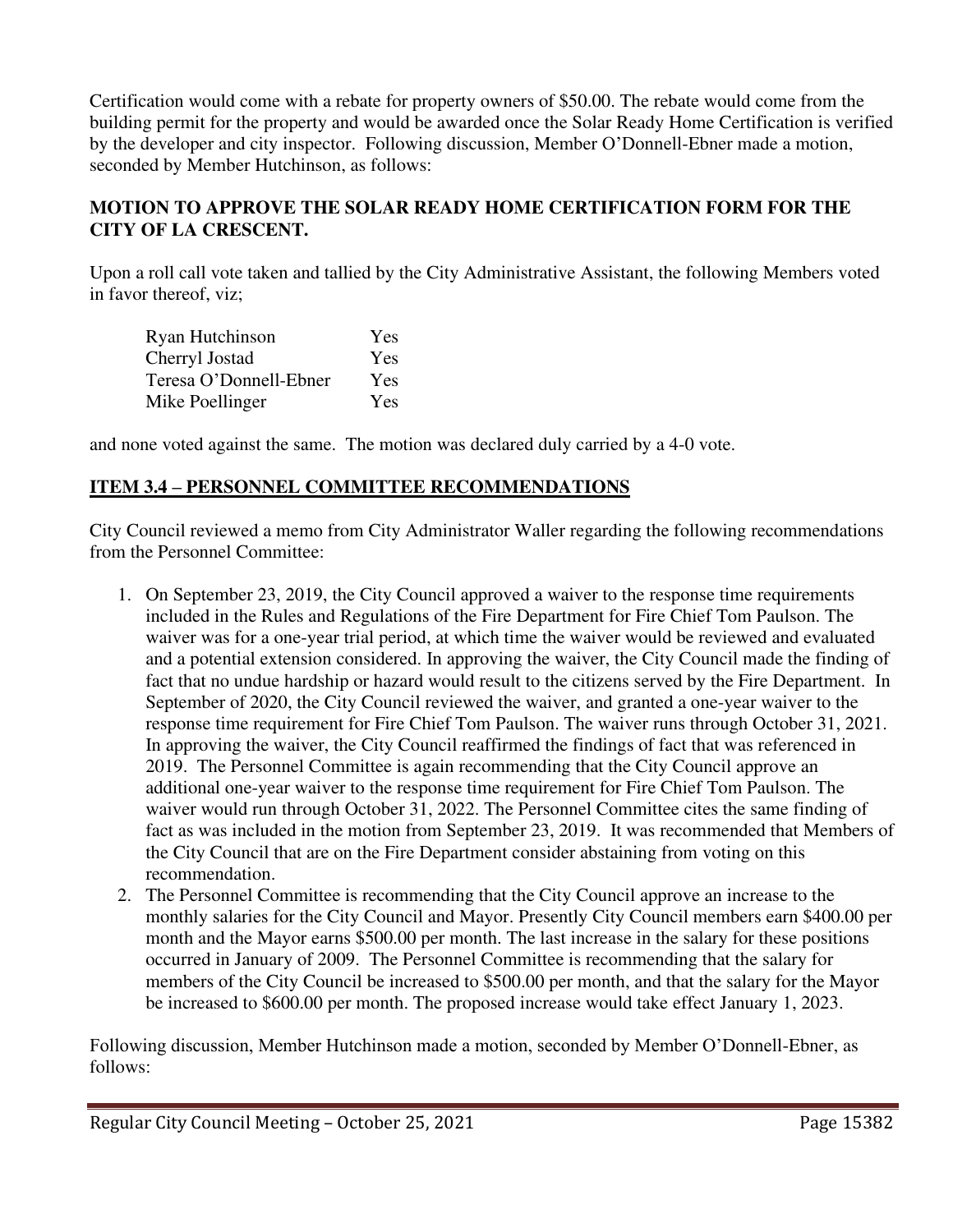Certification would come with a rebate for property owners of $50.00. The rebate would come from the building permit for the property and would be awarded once the Solar Ready Home Certification is verified by the developer and city inspector. Following discussion, Member O'Donnell-Ebner made a motion, seconded by Member Hutchinson, as follows:

**MOTION TO APPROVE THE SOLAR READY HOME CERTIFICATION FORM FOR THE CITY OF LA CRESCENT.**

Upon a roll call vote taken and tallied by the City Administrative Assistant, the following Members voted in favor thereof, viz;

| | |
|---|---|
| Ryan Hutchinson | Yes |
| Cherryl Jostad | Yes |
| Teresa O'Donnell-Ebner | Yes |
| Mike Poellinger | Yes |

and none voted against the same. The motion was declared duly carried by a 4-0 vote.

## ITEM 3.4 – PERSONNEL COMMITTEE RECOMMENDATIONS

City Council reviewed a memo from City Administrator Waller regarding the following recommendations from the Personnel Committee:

1. On September 23, 2019, the City Council approved a waiver to the response time requirements included in the Rules and Regulations of the Fire Department for Fire Chief Tom Paulson. The waiver was for a one-year trial period, at which time the waiver would be reviewed and evaluated and a potential extension considered. In approving the waiver, the City Council made the finding of fact that no undue hardship or hazard would result to the citizens served by the Fire Department. In September of 2020, the City Council reviewed the waiver, and granted a one-year waiver to the response time requirement for Fire Chief Tom Paulson. The waiver runs through October 31, 2021. In approving the waiver, the City Council reaffirmed the findings of fact that was referenced in 2019. The Personnel Committee is again recommending that the City Council approve an additional one-year waiver to the response time requirement for Fire Chief Tom Paulson. The waiver would run through October 31, 2022. The Personnel Committee cites the same finding of fact as was included in the motion from September 23, 2019. It was recommended that Members of the City Council that are on the Fire Department consider abstaining from voting on this recommendation.
2. The Personnel Committee is recommending that the City Council approve an increase to the monthly salaries for the City Council and Mayor. Presently City Council members earn $400.00 per month and the Mayor earns $500.00 per month. The last increase in the salary for these positions occurred in January of 2009. The Personnel Committee is recommending that the salary for members of the City Council be increased to $500.00 per month, and that the salary for the Mayor be increased to $600.00 per month. The proposed increase would take effect January 1, 2023.

Following discussion, Member Hutchinson made a motion, seconded by Member O'Donnell-Ebner, as follows: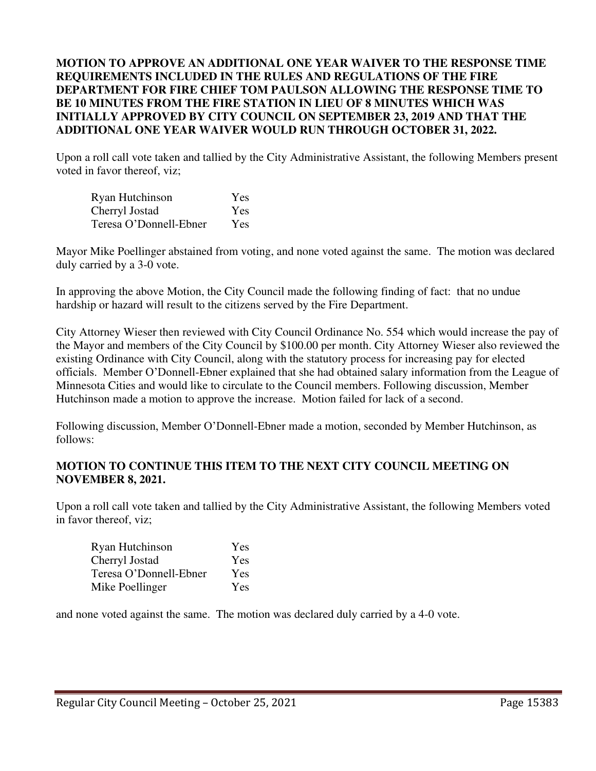**MOTION TO APPROVE AN ADDITIONAL ONE YEAR WAIVER TO THE RESPONSE TIME REQUIREMENTS INCLUDED IN THE RULES AND REGULATIONS OF THE FIRE DEPARTMENT FOR FIRE CHIEF TOM PAULSON ALLOWING THE RESPONSE TIME TO BE 10 MINUTES FROM THE FIRE STATION IN LIEU OF 8 MINUTES WHICH WAS INITIALLY APPROVED BY CITY COUNCIL ON SEPTEMBER 23, 2019 AND THAT THE ADDITIONAL ONE YEAR WAIVER WOULD RUN THROUGH OCTOBER 31, 2022.**

Upon a roll call vote taken and tallied by the City Administrative Assistant, the following Members present voted in favor thereof, viz;

| | |
|---|---|
| Ryan Hutchinson | Yes |
| Cherryl Jostad | Yes |
| Teresa O'Donnell-Ebner | Yes |

Mayor Mike Poellinger abstained from voting, and none voted against the same. The motion was declared duly carried by a 3-0 vote.

In approving the above Motion, the City Council made the following finding of fact: that no undue hardship or hazard will result to the citizens served by the Fire Department.

City Attorney Wieser then reviewed with City Council Ordinance No. 554 which would increase the pay of the Mayor and members of the City Council by $100.00 per month. City Attorney Wieser also reviewed the existing Ordinance with City Council, along with the statutory process for increasing pay for elected officials. Member O'Donnell-Ebner explained that she had obtained salary information from the League of Minnesota Cities and would like to circulate to the Council members. Following discussion, Member Hutchinson made a motion to approve the increase. Motion failed for lack of a second.

Following discussion, Member O'Donnell-Ebner made a motion, seconded by Member Hutchinson, as follows:

**MOTION TO CONTINUE THIS ITEM TO THE NEXT CITY COUNCIL MEETING ON NOVEMBER 8, 2021.**

Upon a roll call vote taken and tallied by the City Administrative Assistant, the following Members voted in favor thereof, viz;

| | |
|---|---|
| Ryan Hutchinson | Yes |
| Cherryl Jostad | Yes |
| Teresa O'Donnell-Ebner | Yes |
| Mike Poellinger | Yes |

and none voted against the same. The motion was declared duly carried by a 4-0 vote.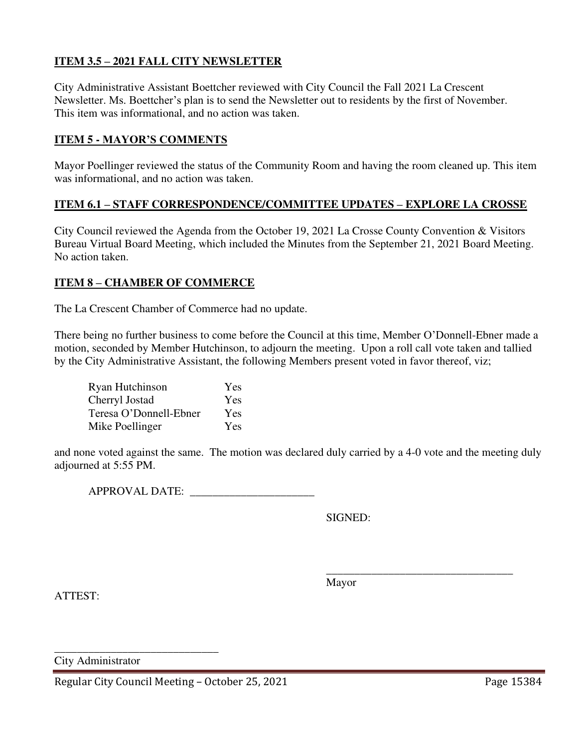**ITEM 3.5 – 2021 FALL CITY NEWSLETTER**

City Administrative Assistant Boettcher reviewed with City Council the Fall 2021 La Crescent Newsletter. Ms. Boettcher's plan is to send the Newsletter out to residents by the first of November. This item was informational, and no action was taken.

**ITEM 5 - MAYOR'S COMMENTS**

Mayor Poellinger reviewed the status of the Community Room and having the room cleaned up. This item was informational, and no action was taken.

**ITEM 6.1 – STAFF CORRESPONDENCE/COMMITTEE UPDATES – EXPLORE LA CROSSE**

City Council reviewed the Agenda from the October 19, 2021 La Crosse County Convention & Visitors Bureau Virtual Board Meeting, which included the Minutes from the September 21, 2021 Board Meeting. No action taken.

**ITEM 8 – CHAMBER OF COMMERCE**

The La Crescent Chamber of Commerce had no update.

There being no further business to come before the Council at this time, Member O'Donnell-Ebner made a motion, seconded by Member Hutchinson, to adjourn the meeting. Upon a roll call vote taken and tallied by the City Administrative Assistant, the following Members present voted in favor thereof, viz;

| | |
|---|---|
| Ryan Hutchinson | Yes |
| Cherryl Jostad | Yes |
| Teresa O'Donnell-Ebner | Yes |
| Mike Poellinger | Yes |

and none voted against the same. The motion was declared duly carried by a 4-0 vote and the meeting duly adjourned at 5:55 PM.

APPROVAL DATE: ______________________

SIGNED:

__________________________________
Mayor

ATTEST:

______________________________
City Administrator